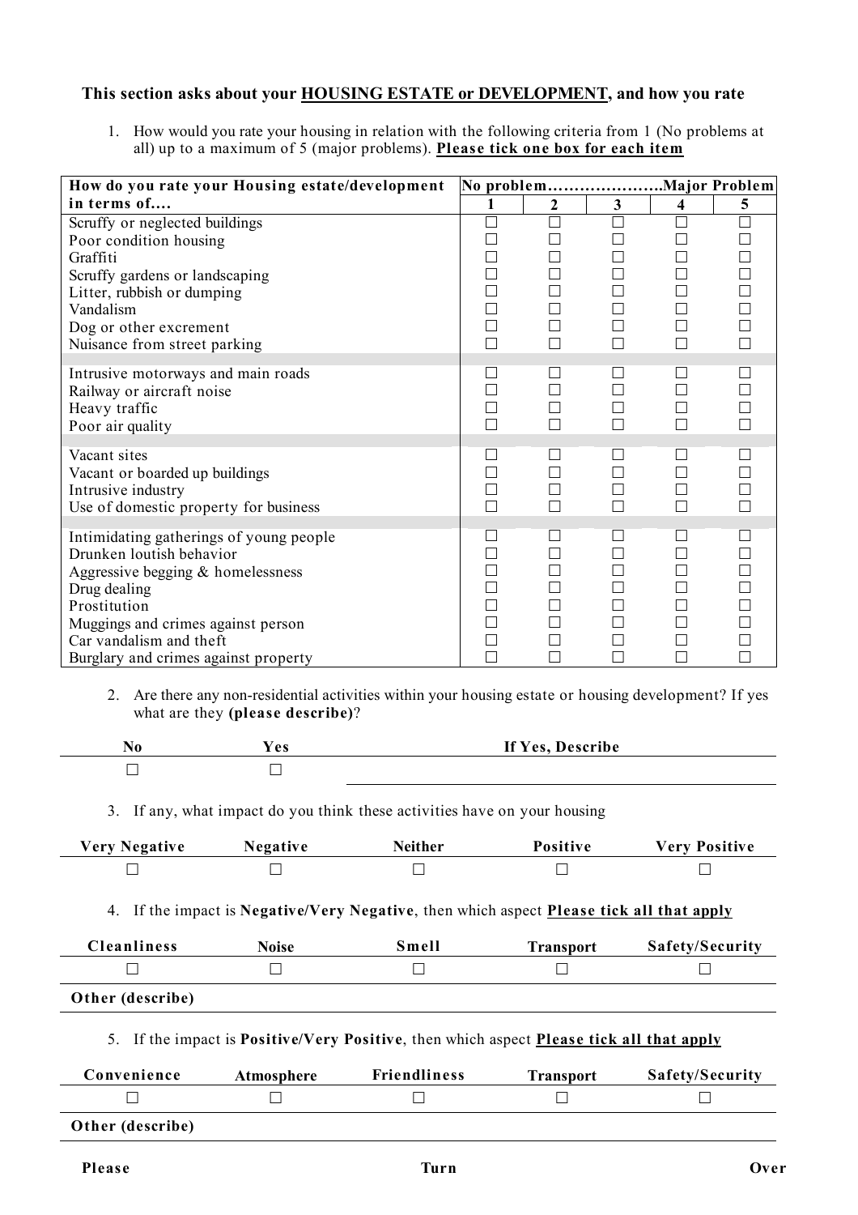**This section asks about your HOUSING ESTATE or DEVELOPMENT, and how you rate**

1. How would you rate your housing in relation with the following criteria from 1 (No problems at all) up to a maximum of 5 (major problems). **Please tick one box for each item**

| How do you rate your Housing estate/development in terms of…. | No problem………………… | | | | Major Problem |
|---|---|---|---|---|---|
| | 1 | 2 | 3 | 4 | 5 |
| Scruffy or neglected buildings | ☐ | ☐ | ☐ | ☐ | ☐ |
| Poor condition housing | ☐ | ☐ | ☐ | ☐ | ☐ |
| Graffiti | ☐ | ☐ | ☐ | ☐ | ☐ |
| Scruffy gardens or landscaping | ☐ | ☐ | ☐ | ☐ | ☐ |
| Litter, rubbish or dumping | ☐ | ☐ | ☐ | ☐ | ☐ |
| Vandalism | ☐ | ☐ | ☐ | ☐ | ☐ |
| Dog or other excrement | ☐ | ☐ | ☐ | ☐ | ☐ |
| Nuisance from street parking | ☐ | ☐ | ☐ | ☐ | ☐ |
| Intrusive motorways and main roads | ☐ | ☐ | ☐ | ☐ | ☐ |
| Railway or aircraft noise | ☐ | ☐ | ☐ | ☐ | ☐ |
| Heavy traffic | ☐ | ☐ | ☐ | ☐ | ☐ |
| Poor air quality | ☐ | ☐ | ☐ | ☐ | ☐ |
| Vacant sites | ☐ | ☐ | ☐ | ☐ | ☐ |
| Vacant or boarded up buildings | ☐ | ☐ | ☐ | ☐ | ☐ |
| Intrusive industry | ☐ | ☐ | ☐ | ☐ | ☐ |
| Use of domestic property for business | ☐ | ☐ | ☐ | ☐ | ☐ |
| Intimidating gatherings of young people | ☐ | ☐ | ☐ | ☐ | ☐ |
| Drunken loutish behavior | ☐ | ☐ | ☐ | ☐ | ☐ |
| Aggressive begging & homelessness | ☐ | ☐ | ☐ | ☐ | ☐ |
| Drug dealing | ☐ | ☐ | ☐ | ☐ | ☐ |
| Prostitution | ☐ | ☐ | ☐ | ☐ | ☐ |
| Muggings and crimes against person | ☐ | ☐ | ☐ | ☐ | ☐ |
| Car vandalism and theft | ☐ | ☐ | ☐ | ☐ | ☐ |
| Burglary and crimes against property | ☐ | ☐ | ☐ | ☐ | ☐ |

2. Are there any non-residential activities within your housing estate or housing development? If yes what are they **(please describe)**?

| No | Yes | If Yes, Describe |
|---|---|---|
| ☐ | ☐ | |

3. If any, what impact do you think these activities have on your housing

| Very Negative | Negative | Neither | Positive | Very Positive |
|---|---|---|---|---|
| ☐ | ☐ | ☐ | ☐ | ☐ |

4. If the impact is **Negative/Very Negative**, then which aspect **Please tick all that apply**

| Cleanliness | Noise | Smell | Transport | Safety/Security |
|---|---|---|---|---|
| ☐ | ☐ | ☐ | ☐ | ☐ |
| **Other (describe)** | | | | |

5. If the impact is **Positive/Very Positive**, then which aspect **Please tick all that apply**

| Convenience | Atmosphere | Friendliness | Transport | Safety/Security |
|---|---|---|---|---|
| ☐ | ☐ | ☐ | ☐ | ☐ |
| **Other (describe)** | | | | |

**Please Turn Over**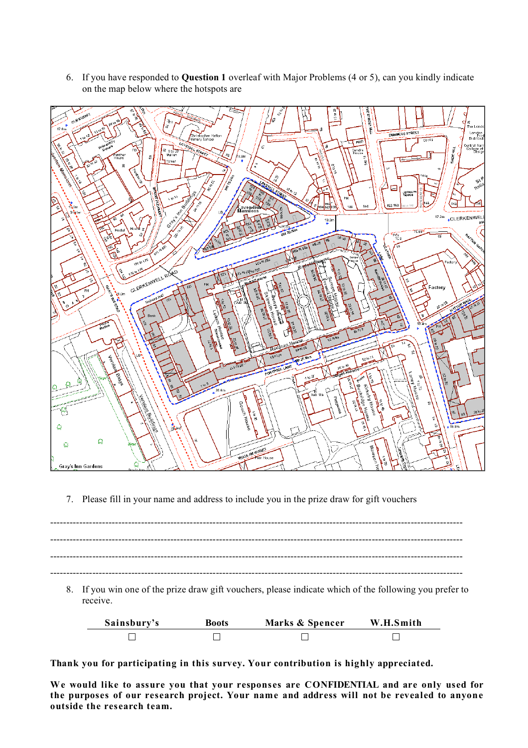6. If you have responded to **Question 1** overleaf with Major Problems (4 or 5), can you kindly indicate on the map below where the hotspots are

7. Please fill in your name and address to include you in the prize draw for gift vouchers

-----------------------------------------------------------------------------------------------------------------------

-----------------------------------------------------------------------------------------------------------------------

-----------------------------------------------------------------------------------------------------------------------

-----------------------------------------------------------------------------------------------------------------------

8. If you win one of the prize draw gift vouchers, please indicate which of the following you prefer to receive.

| Sainsbury's | Boots | Marks & Spencer | W.H.Smith |
|---|---|---|---|
| ☐ | ☐ | ☐ | ☐ |

**Thank you for participating in this survey. Your contribution is highly appreciated.**

**We would like to assure you that your responses are CONFIDENTIAL and are only used for the purposes of our research project. Your name and address will not be revealed to anyone outside the research team.**